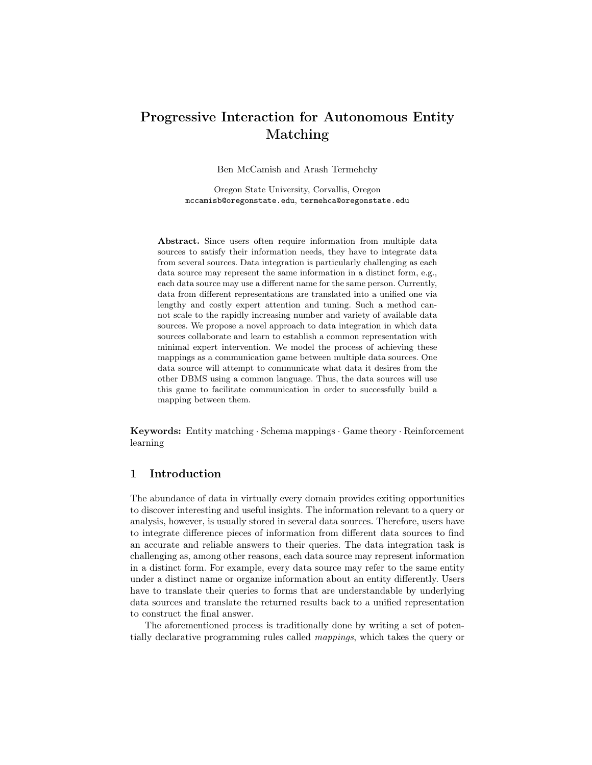# Progressive Interaction for Autonomous Entity Matching

Ben McCamish and Arash Termehchy

Oregon State University, Corvallis, Oregon
`mccamisb@oregonstate.edu`, `termehca@oregonstate.edu`

**Abstract.** Since users often require information from multiple data sources to satisfy their information needs, they have to integrate data from several sources. Data integration is particularly challenging as each data source may represent the same information in a distinct form, e.g., each data source may use a different name for the same person. Currently, data from different representations are translated into a unified one via lengthy and costly expert attention and tuning. Such a method cannot scale to the rapidly increasing number and variety of available data sources. We propose a novel approach to data integration in which data sources collaborate and learn to establish a common representation with minimal expert intervention. We model the process of achieving these mappings as a communication game between multiple data sources. One data source will attempt to communicate what data it desires from the other DBMS using a common language. Thus, the data sources will use this game to facilitate communication in order to successfully build a mapping between them.

**Keywords:** Entity matching · Schema mappings · Game theory · Reinforcement learning

## 1 Introduction

The abundance of data in virtually every domain provides exiting opportunities to discover interesting and useful insights. The information relevant to a query or analysis, however, is usually stored in several data sources. Therefore, users have to integrate difference pieces of information from different data sources to find an accurate and reliable answers to their queries. The data integration task is challenging as, among other reasons, each data source may represent information in a distinct form. For example, every data source may refer to the same entity under a distinct name or organize information about an entity differently. Users have to translate their queries to forms that are understandable by underlying data sources and translate the returned results back to a unified representation to construct the final answer.

The aforementioned process is traditionally done by writing a set of potentially declarative programming rules called *mappings*, which takes the query or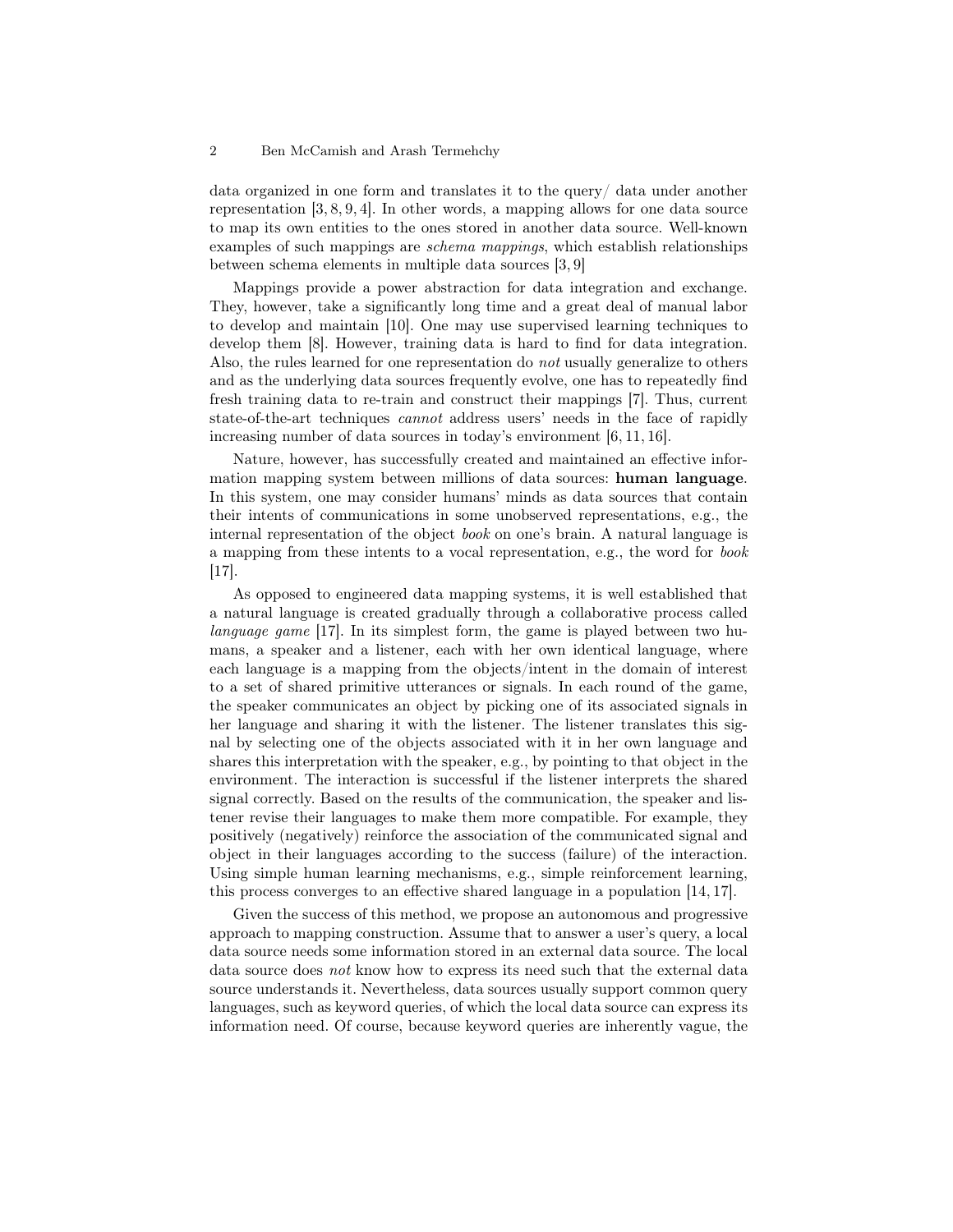data organized in one form and translates it to the query/ data under another representation [3, 8, 9, 4]. In other words, a mapping allows for one data source to map its own entities to the ones stored in another data source. Well-known examples of such mappings are *schema mappings*, which establish relationships between schema elements in multiple data sources [3, 9]

Mappings provide a power abstraction for data integration and exchange. They, however, take a significantly long time and a great deal of manual labor to develop and maintain [10]. One may use supervised learning techniques to develop them [8]. However, training data is hard to find for data integration. Also, the rules learned for one representation do *not* usually generalize to others and as the underlying data sources frequently evolve, one has to repeatedly find fresh training data to re-train and construct their mappings [7]. Thus, current state-of-the-art techniques *cannot* address users' needs in the face of rapidly increasing number of data sources in today's environment [6, 11, 16].

Nature, however, has successfully created and maintained an effective information mapping system between millions of data sources: **human language**. In this system, one may consider humans' minds as data sources that contain their intents of communications in some unobserved representations, e.g., the internal representation of the object *book* on one's brain. A natural language is a mapping from these intents to a vocal representation, e.g., the word for *book* [17].

As opposed to engineered data mapping systems, it is well established that a natural language is created gradually through a collaborative process called *language game* [17]. In its simplest form, the game is played between two humans, a speaker and a listener, each with her own identical language, where each language is a mapping from the objects/intent in the domain of interest to a set of shared primitive utterances or signals. In each round of the game, the speaker communicates an object by picking one of its associated signals in her language and sharing it with the listener. The listener translates this signal by selecting one of the objects associated with it in her own language and shares this interpretation with the speaker, e.g., by pointing to that object in the environment. The interaction is successful if the listener interprets the shared signal correctly. Based on the results of the communication, the speaker and listener revise their languages to make them more compatible. For example, they positively (negatively) reinforce the association of the communicated signal and object in their languages according to the success (failure) of the interaction. Using simple human learning mechanisms, e.g., simple reinforcement learning, this process converges to an effective shared language in a population [14, 17].

Given the success of this method, we propose an autonomous and progressive approach to mapping construction. Assume that to answer a user's query, a local data source needs some information stored in an external data source. The local data source does *not* know how to express its need such that the external data source understands it. Nevertheless, data sources usually support common query languages, such as keyword queries, of which the local data source can express its information need. Of course, because keyword queries are inherently vague, the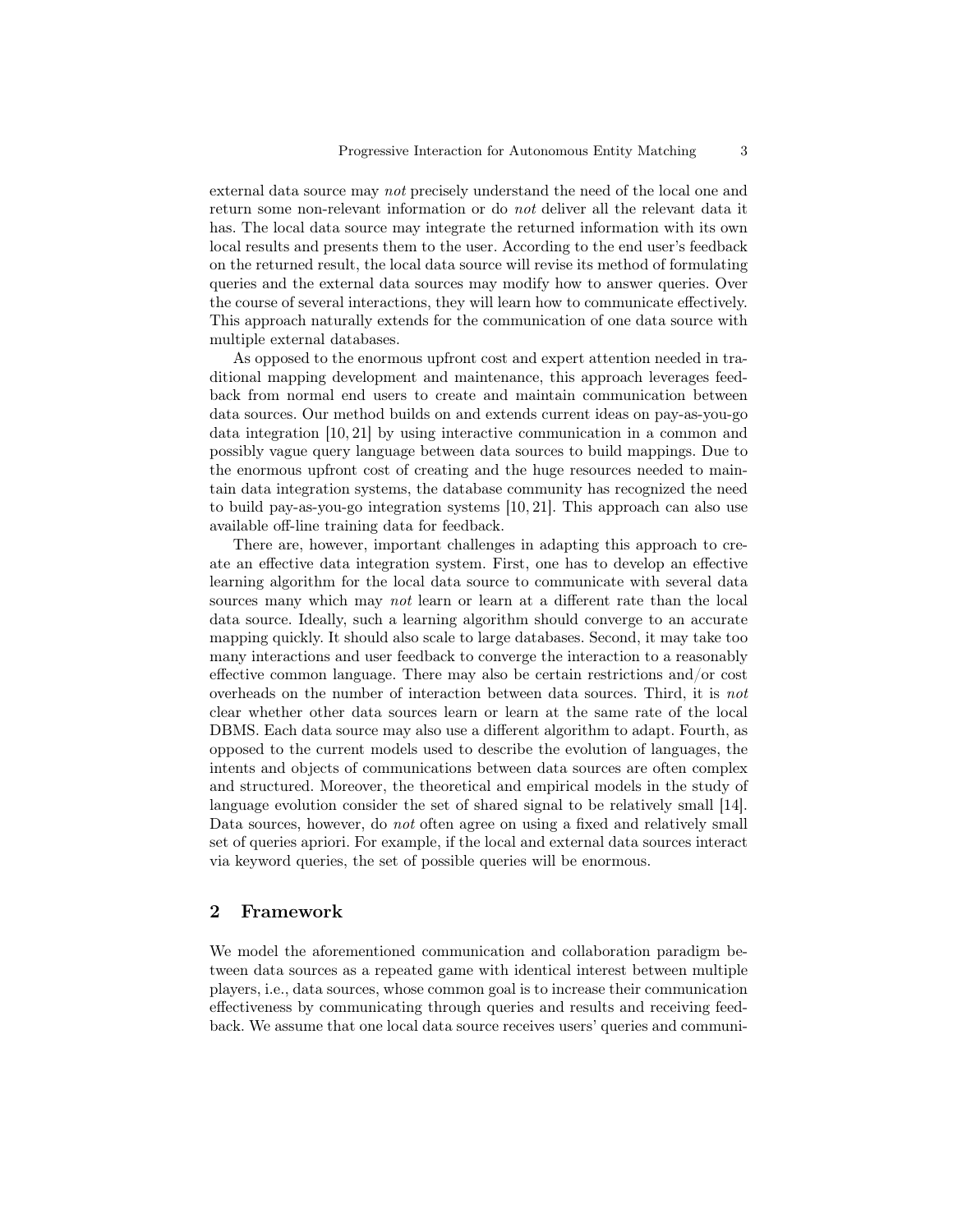external data source may *not* precisely understand the need of the local one and return some non-relevant information or do *not* deliver all the relevant data it has. The local data source may integrate the returned information with its own local results and presents them to the user. According to the end user's feedback on the returned result, the local data source will revise its method of formulating queries and the external data sources may modify how to answer queries. Over the course of several interactions, they will learn how to communicate effectively. This approach naturally extends for the communication of one data source with multiple external databases.

As opposed to the enormous upfront cost and expert attention needed in traditional mapping development and maintenance, this approach leverages feedback from normal end users to create and maintain communication between data sources. Our method builds on and extends current ideas on pay-as-you-go data integration [10, 21] by using interactive communication in a common and possibly vague query language between data sources to build mappings. Due to the enormous upfront cost of creating and the huge resources needed to maintain data integration systems, the database community has recognized the need to build pay-as-you-go integration systems [10, 21]. This approach can also use available off-line training data for feedback.

There are, however, important challenges in adapting this approach to create an effective data integration system. First, one has to develop an effective learning algorithm for the local data source to communicate with several data sources many which may *not* learn or learn at a different rate than the local data source. Ideally, such a learning algorithm should converge to an accurate mapping quickly. It should also scale to large databases. Second, it may take too many interactions and user feedback to converge the interaction to a reasonably effective common language. There may also be certain restrictions and/or cost overheads on the number of interaction between data sources. Third, it is *not* clear whether other data sources learn or learn at the same rate of the local DBMS. Each data source may also use a different algorithm to adapt. Fourth, as opposed to the current models used to describe the evolution of languages, the intents and objects of communications between data sources are often complex and structured. Moreover, the theoretical and empirical models in the study of language evolution consider the set of shared signal to be relatively small [14]. Data sources, however, do *not* often agree on using a fixed and relatively small set of queries apriori. For example, if the local and external data sources interact via keyword queries, the set of possible queries will be enormous.

## 2 Framework

We model the aforementioned communication and collaboration paradigm between data sources as a repeated game with identical interest between multiple players, i.e., data sources, whose common goal is to increase their communication effectiveness by communicating through queries and results and receiving feedback. We assume that one local data source receives users' queries and communi-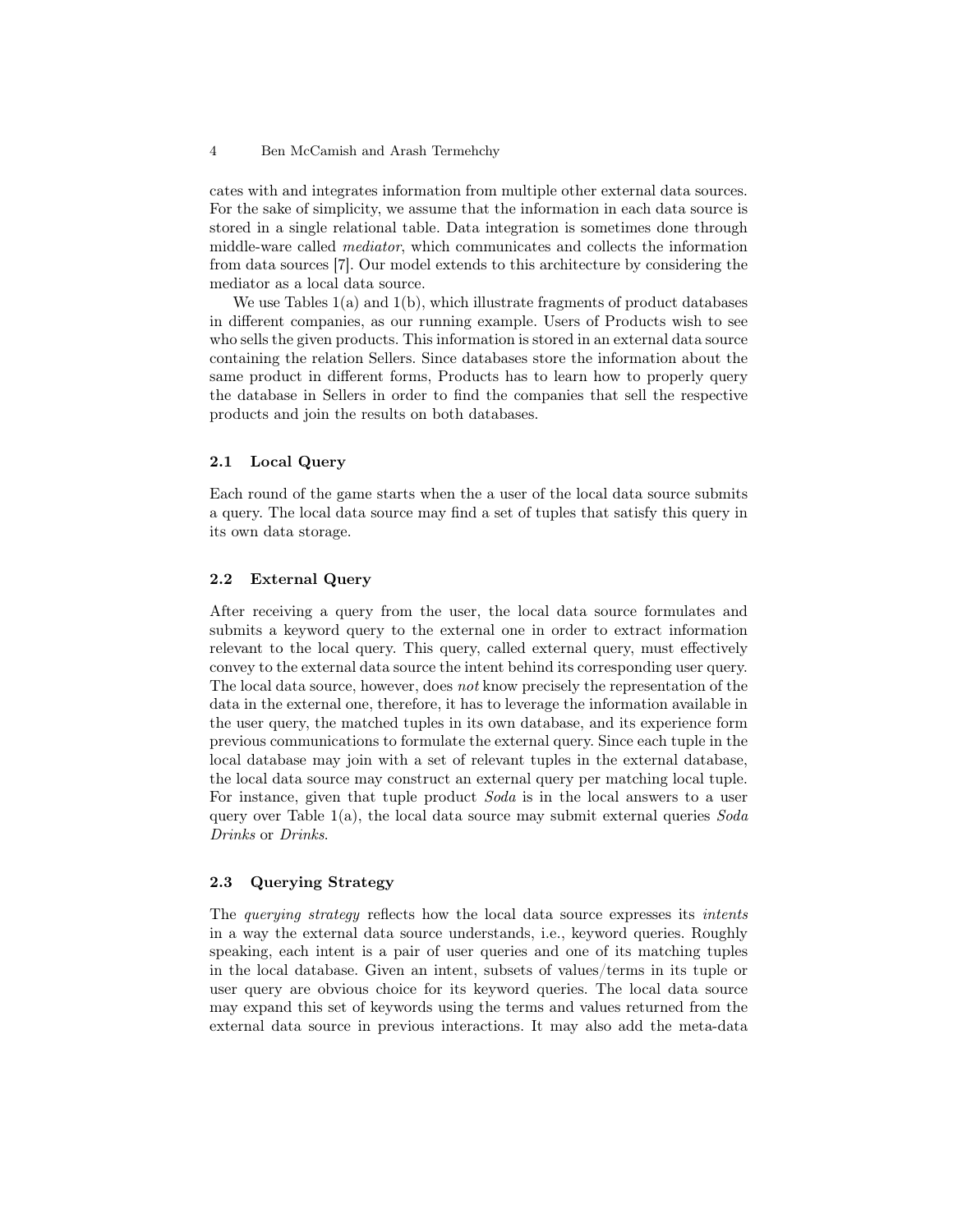cates with and integrates information from multiple other external data sources. For the sake of simplicity, we assume that the information in each data source is stored in a single relational table. Data integration is sometimes done through middle-ware called *mediator*, which communicates and collects the information from data sources [7]. Our model extends to this architecture by considering the mediator as a local data source.

We use Tables 1(a) and 1(b), which illustrate fragments of product databases in different companies, as our running example. Users of Products wish to see who sells the given products. This information is stored in an external data source containing the relation Sellers. Since databases store the information about the same product in different forms, Products has to learn how to properly query the database in Sellers in order to find the companies that sell the respective products and join the results on both databases.

### 2.1 Local Query

Each round of the game starts when the a user of the local data source submits a query. The local data source may find a set of tuples that satisfy this query in its own data storage.

### 2.2 External Query

After receiving a query from the user, the local data source formulates and submits a keyword query to the external one in order to extract information relevant to the local query. This query, called external query, must effectively convey to the external data source the intent behind its corresponding user query. The local data source, however, does *not* know precisely the representation of the data in the external one, therefore, it has to leverage the information available in the user query, the matched tuples in its own database, and its experience form previous communications to formulate the external query. Since each tuple in the local database may join with a set of relevant tuples in the external database, the local data source may construct an external query per matching local tuple. For instance, given that tuple product *Soda* is in the local answers to a user query over Table 1(a), the local data source may submit external queries *Soda Drinks* or *Drinks*.

### 2.3 Querying Strategy

The *querying strategy* reflects how the local data source expresses its *intents* in a way the external data source understands, i.e., keyword queries. Roughly speaking, each intent is a pair of user queries and one of its matching tuples in the local database. Given an intent, subsets of values/terms in its tuple or user query are obvious choice for its keyword queries. The local data source may expand this set of keywords using the terms and values returned from the external data source in previous interactions. It may also add the meta-data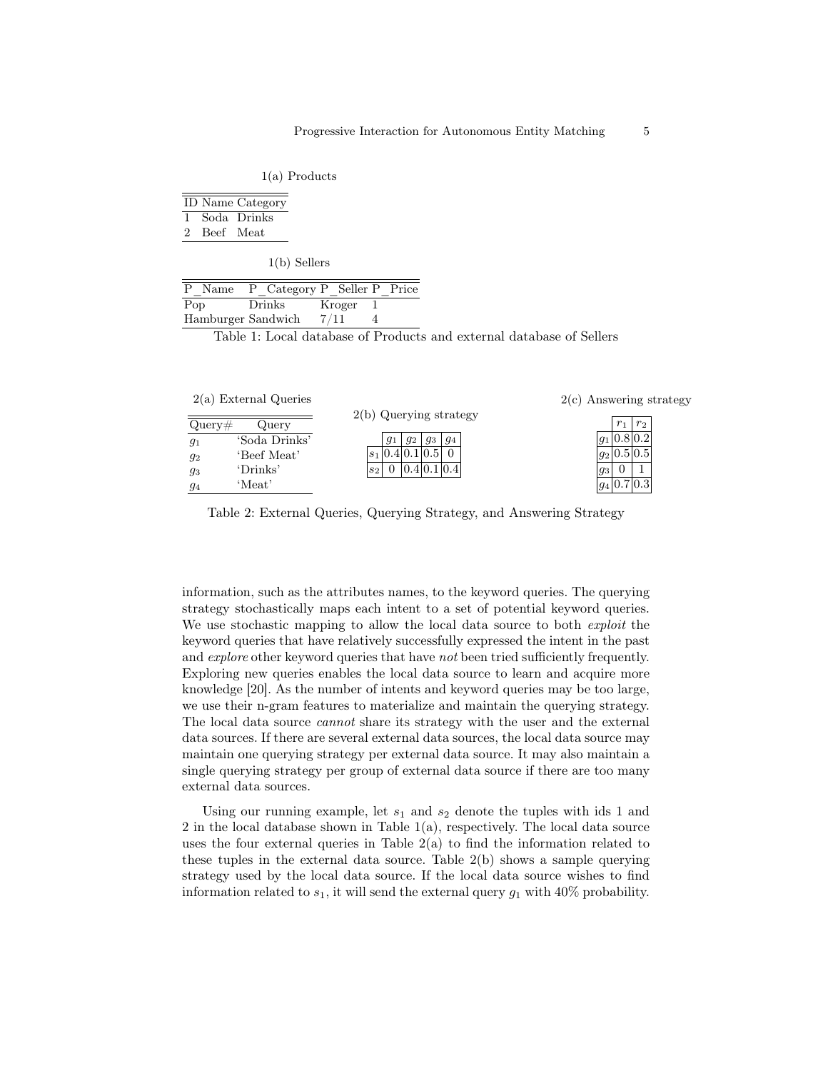1(a) Products

| ID | Name | Category |
| --- | --- | --- |
| 1 | Soda | Drinks |
| 2 | Beef | Meat |

1(b) Sellers

| P_Name | P_Category | P_Seller | P_Price |
| --- | --- | --- | --- |
| Pop | Drinks | Kroger | 1 |
| Hamburger | Sandwich | 7/11 | 4 |

Table 1: Local database of Products and external database of Sellers

2(a) External Queries

| Query# | Query |
| --- | --- |
| $g_1$ | 'Soda Drinks' |
| $g_2$ | 'Beef Meat' |
| $g_3$ | 'Drinks' |
| $g_4$ | 'Meat' |

2(b) Querying strategy

| | $g_1$ | $g_2$ | $g_3$ | $g_4$ |
| --- | --- | --- | --- | --- |
| $s_1$ | 0.4 | 0.1 | 0.5 | 0 |
| $s_2$ | 0 | 0.4 | 0.1 | 0.4 |

2(c) Answering strategy

| | $r_1$ | $r_2$ |
| --- | --- | --- |
| $g_1$ | 0.8 | 0.2 |
| $g_2$ | 0.5 | 0.5 |
| $g_3$ | 0 | 1 |
| $g_4$ | 0.7 | 0.3 |

Table 2: External Queries, Querying Strategy, and Answering Strategy

information, such as the attributes names, to the keyword queries. The querying strategy stochastically maps each intent to a set of potential keyword queries. We use stochastic mapping to allow the local data source to both *exploit* the keyword queries that have relatively successfully expressed the intent in the past and *explore* other keyword queries that have *not* been tried sufficiently frequently. Exploring new queries enables the local data source to learn and acquire more knowledge [20]. As the number of intents and keyword queries may be too large, we use their n-gram features to materialize and maintain the querying strategy. The local data source *cannot* share its strategy with the user and the external data sources. If there are several external data sources, the local data source may maintain one querying strategy per external data source. It may also maintain a single querying strategy per group of external data source if there are too many external data sources.

Using our running example, let $s_1$ and $s_2$ denote the tuples with ids 1 and 2 in the local database shown in Table 1(a), respectively. The local data source uses the four external queries in Table 2(a) to find the information related to these tuples in the external data source. Table 2(b) shows a sample querying strategy used by the local data source. If the local data source wishes to find information related to $s_1$, it will send the external query $g_1$ with 40% probability.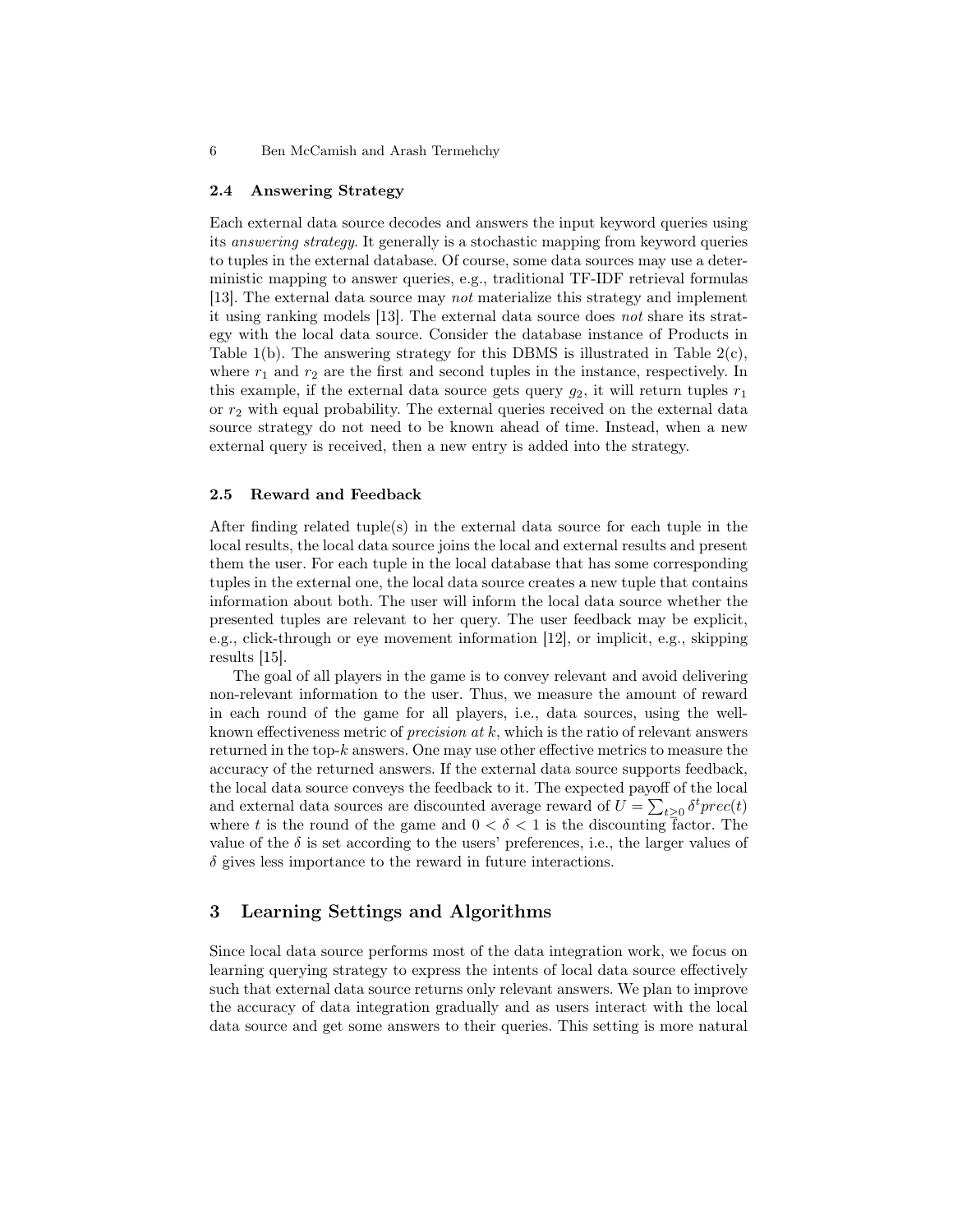### 2.4 Answering Strategy

Each external data source decodes and answers the input keyword queries using its *answering strategy*. It generally is a stochastic mapping from keyword queries to tuples in the external database. Of course, some data sources may use a deterministic mapping to answer queries, e.g., traditional TF-IDF retrieval formulas [13]. The external data source may *not* materialize this strategy and implement it using ranking models [13]. The external data source does *not* share its strategy with the local data source. Consider the database instance of Products in Table 1(b). The answering strategy for this DBMS is illustrated in Table 2(c), where $r_1$ and $r_2$ are the first and second tuples in the instance, respectively. In this example, if the external data source gets query $g_2$, it will return tuples $r_1$ or $r_2$ with equal probability. The external queries received on the external data source strategy do not need to be known ahead of time. Instead, when a new external query is received, then a new entry is added into the strategy.

### 2.5 Reward and Feedback

After finding related tuple(s) in the external data source for each tuple in the local results, the local data source joins the local and external results and present them the user. For each tuple in the local database that has some corresponding tuples in the external one, the local data source creates a new tuple that contains information about both. The user will inform the local data source whether the presented tuples are relevant to her query. The user feedback may be explicit, e.g., click-through or eye movement information [12], or implicit, e.g., skipping results [15].

The goal of all players in the game is to convey relevant and avoid delivering non-relevant information to the user. Thus, we measure the amount of reward in each round of the game for all players, i.e., data sources, using the well-known effectiveness metric of *precision at k*, which is the ratio of relevant answers returned in the top-$k$ answers. One may use other effective metrics to measure the accuracy of the returned answers. If the external data source supports feedback, the local data source conveys the feedback to it. The expected payoff of the local and external data sources are discounted average reward of $U = \sum_{t \geq 0} \delta^t prec(t)$ where $t$ is the round of the game and $0 < \delta < 1$ is the discounting factor. The value of the $\delta$ is set according to the users' preferences, i.e., the larger values of $\delta$ gives less importance to the reward in future interactions.

## 3 Learning Settings and Algorithms

Since local data source performs most of the data integration work, we focus on learning querying strategy to express the intents of local data source effectively such that external data source returns only relevant answers. We plan to improve the accuracy of data integration gradually and as users interact with the local data source and get some answers to their queries. This setting is more natural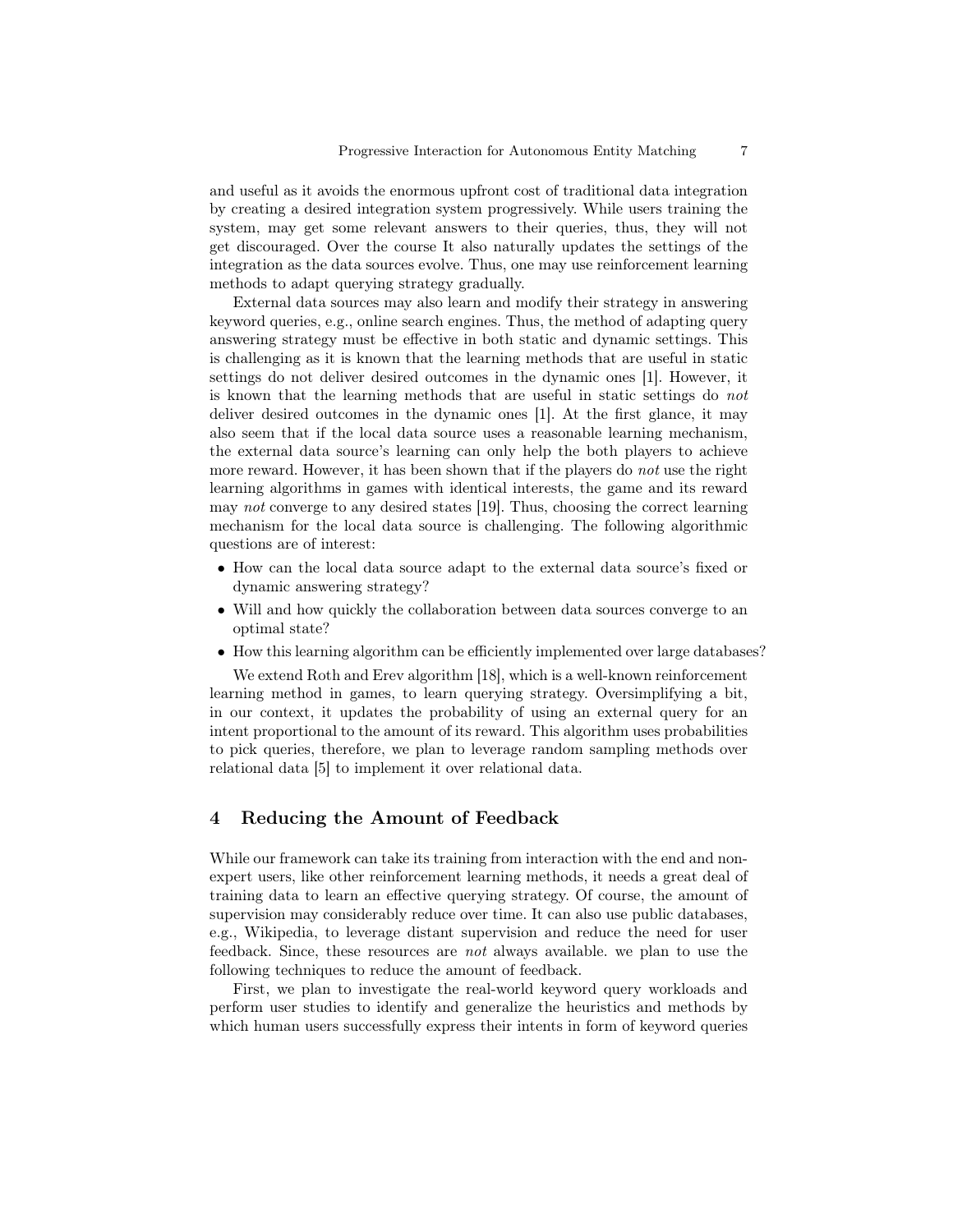and useful as it avoids the enormous upfront cost of traditional data integration by creating a desired integration system progressively. While users training the system, may get some relevant answers to their queries, thus, they will not get discouraged. Over the course It also naturally updates the settings of the integration as the data sources evolve. Thus, one may use reinforcement learning methods to adapt querying strategy gradually.

External data sources may also learn and modify their strategy in answering keyword queries, e.g., online search engines. Thus, the method of adapting query answering strategy must be effective in both static and dynamic settings. This is challenging as it is known that the learning methods that are useful in static settings do not deliver desired outcomes in the dynamic ones [1]. However, it is known that the learning methods that are useful in static settings do *not* deliver desired outcomes in the dynamic ones [1]. At the first glance, it may also seem that if the local data source uses a reasonable learning mechanism, the external data source's learning can only help the both players to achieve more reward. However, it has been shown that if the players do *not* use the right learning algorithms in games with identical interests, the game and its reward may *not* converge to any desired states [19]. Thus, choosing the correct learning mechanism for the local data source is challenging. The following algorithmic questions are of interest:

- How can the local data source adapt to the external data source's fixed or dynamic answering strategy?
- Will and how quickly the collaboration between data sources converge to an optimal state?
- How this learning algorithm can be efficiently implemented over large databases?

We extend Roth and Erev algorithm [18], which is a well-known reinforcement learning method in games, to learn querying strategy. Oversimplifying a bit, in our context, it updates the probability of using an external query for an intent proportional to the amount of its reward. This algorithm uses probabilities to pick queries, therefore, we plan to leverage random sampling methods over relational data [5] to implement it over relational data.

## 4 Reducing the Amount of Feedback

While our framework can take its training from interaction with the end and non-expert users, like other reinforcement learning methods, it needs a great deal of training data to learn an effective querying strategy. Of course, the amount of supervision may considerably reduce over time. It can also use public databases, e.g., Wikipedia, to leverage distant supervision and reduce the need for user feedback. Since, these resources are *not* always available. we plan to use the following techniques to reduce the amount of feedback.

First, we plan to investigate the real-world keyword query workloads and perform user studies to identify and generalize the heuristics and methods by which human users successfully express their intents in form of keyword queries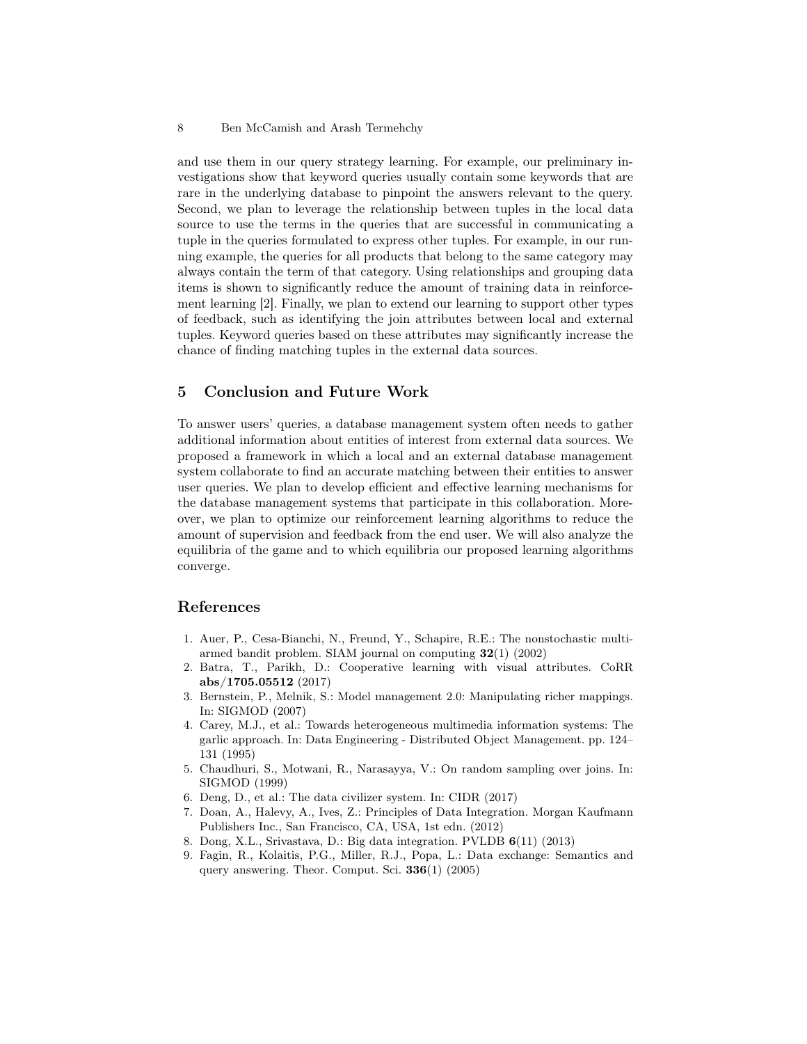and use them in our query strategy learning. For example, our preliminary investigations show that keyword queries usually contain some keywords that are rare in the underlying database to pinpoint the answers relevant to the query. Second, we plan to leverage the relationship between tuples in the local data source to use the terms in the queries that are successful in communicating a tuple in the queries formulated to express other tuples. For example, in our running example, the queries for all products that belong to the same category may always contain the term of that category. Using relationships and grouping data items is shown to significantly reduce the amount of training data in reinforcement learning [2]. Finally, we plan to extend our learning to support other types of feedback, such as identifying the join attributes between local and external tuples. Keyword queries based on these attributes may significantly increase the chance of finding matching tuples in the external data sources.

## 5 Conclusion and Future Work

To answer users' queries, a database management system often needs to gather additional information about entities of interest from external data sources. We proposed a framework in which a local and an external database management system collaborate to find an accurate matching between their entities to answer user queries. We plan to develop efficient and effective learning mechanisms for the database management systems that participate in this collaboration. Moreover, we plan to optimize our reinforcement learning algorithms to reduce the amount of supervision and feedback from the end user. We will also analyze the equilibria of the game and to which equilibria our proposed learning algorithms converge.

## References

1. Auer, P., Cesa-Bianchi, N., Freund, Y., Schapire, R.E.: The nonstochastic multi-armed bandit problem. SIAM journal on computing **32**(1) (2002)
2. Batra, T., Parikh, D.: Cooperative learning with visual attributes. CoRR **abs/1705.05512** (2017)
3. Bernstein, P., Melnik, S.: Model management 2.0: Manipulating richer mappings. In: SIGMOD (2007)
4. Carey, M.J., et al.: Towards heterogeneous multimedia information systems: The garlic approach. In: Data Engineering - Distributed Object Management. pp. 124–131 (1995)
5. Chaudhuri, S., Motwani, R., Narasayya, V.: On random sampling over joins. In: SIGMOD (1999)
6. Deng, D., et al.: The data civilizer system. In: CIDR (2017)
7. Doan, A., Halevy, A., Ives, Z.: Principles of Data Integration. Morgan Kaufmann Publishers Inc., San Francisco, CA, USA, 1st edn. (2012)
8. Dong, X.L., Srivastava, D.: Big data integration. PVLDB **6**(11) (2013)
9. Fagin, R., Kolaitis, P.G., Miller, R.J., Popa, L.: Data exchange: Semantics and query answering. Theor. Comput. Sci. **336**(1) (2005)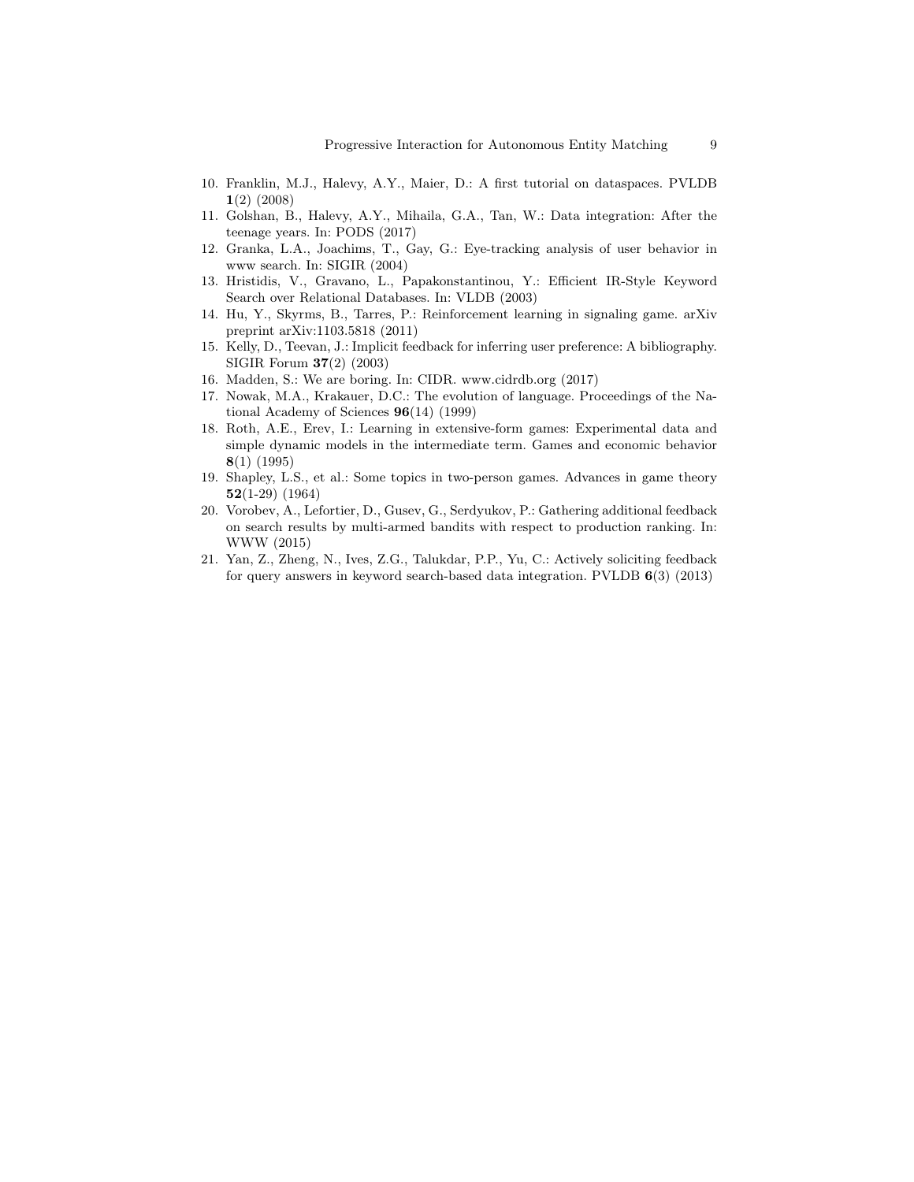10. Franklin, M.J., Halevy, A.Y., Maier, D.: A first tutorial on dataspaces. PVLDB **1**(2) (2008)
11. Golshan, B., Halevy, A.Y., Mihaila, G.A., Tan, W.: Data integration: After the teenage years. In: PODS (2017)
12. Granka, L.A., Joachims, T., Gay, G.: Eye-tracking analysis of user behavior in www search. In: SIGIR (2004)
13. Hristidis, V., Gravano, L., Papakonstantinou, Y.: Efficient IR-Style Keyword Search over Relational Databases. In: VLDB (2003)
14. Hu, Y., Skyrms, B., Tarres, P.: Reinforcement learning in signaling game. arXiv preprint arXiv:1103.5818 (2011)
15. Kelly, D., Teevan, J.: Implicit feedback for inferring user preference: A bibliography. SIGIR Forum **37**(2) (2003)
16. Madden, S.: We are boring. In: CIDR. www.cidrdb.org (2017)
17. Nowak, M.A., Krakauer, D.C.: The evolution of language. Proceedings of the National Academy of Sciences **96**(14) (1999)
18. Roth, A.E., Erev, I.: Learning in extensive-form games: Experimental data and simple dynamic models in the intermediate term. Games and economic behavior **8**(1) (1995)
19. Shapley, L.S., et al.: Some topics in two-person games. Advances in game theory **52**(1-29) (1964)
20. Vorobev, A., Lefortier, D., Gusev, G., Serdyukov, P.: Gathering additional feedback on search results by multi-armed bandits with respect to production ranking. In: WWW (2015)
21. Yan, Z., Zheng, N., Ives, Z.G., Talukdar, P.P., Yu, C.: Actively soliciting feedback for query answers in keyword search-based data integration. PVLDB **6**(3) (2013)